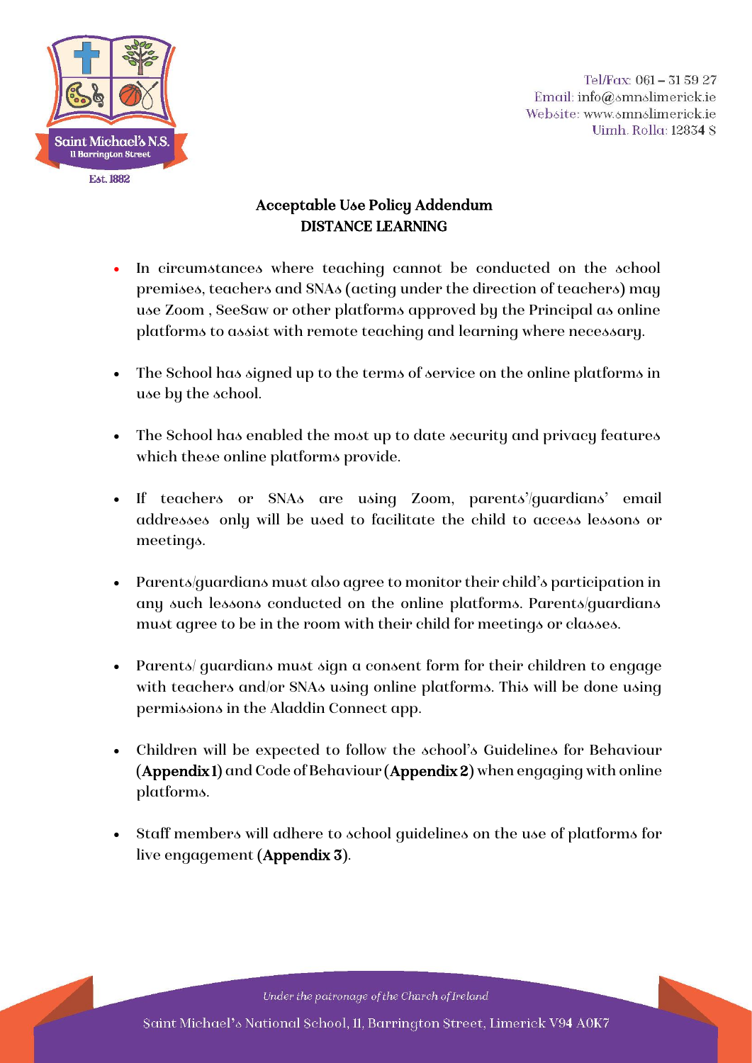Tel/Fax: 061 – 31 59 27
Email: info@smnslimerick.ie
Website: www.smnslimerick.ie
Uimh. Rolla: 12834 S

# Acceptable Use Policy Addendum
## DISTANCE LEARNING

- In circumstances where teaching cannot be conducted on the school premises, teachers and SNAs (acting under the direction of teachers) may use Zoom , SeeSaw or other platforms approved by the Principal as online platforms to assist with remote teaching and learning where necessary.
- The School has signed up to the terms of service on the online platforms in use by the school.
- The School has enabled the most up to date security and privacy features which these online platforms provide.
- If teachers or SNAs are using Zoom, parents'/guardians' email addresses only will be used to facilitate the child to access lessons or meetings.
- Parents/guardians must also agree to monitor their child's participation in any such lessons conducted on the online platforms. Parents/guardians must agree to be in the room with their child for meetings or classes.
- Parents/ guardians must sign a consent form for their children to engage with teachers and/or SNAs using online platforms. This will be done using permissions in the Aladdin Connect app.
- Children will be expected to follow the school's Guidelines for Behaviour (**Appendix 1**) and Code of Behaviour (**Appendix 2**) when engaging with online platforms.
- Staff members will adhere to school guidelines on the use of platforms for live engagement (**Appendix 3**).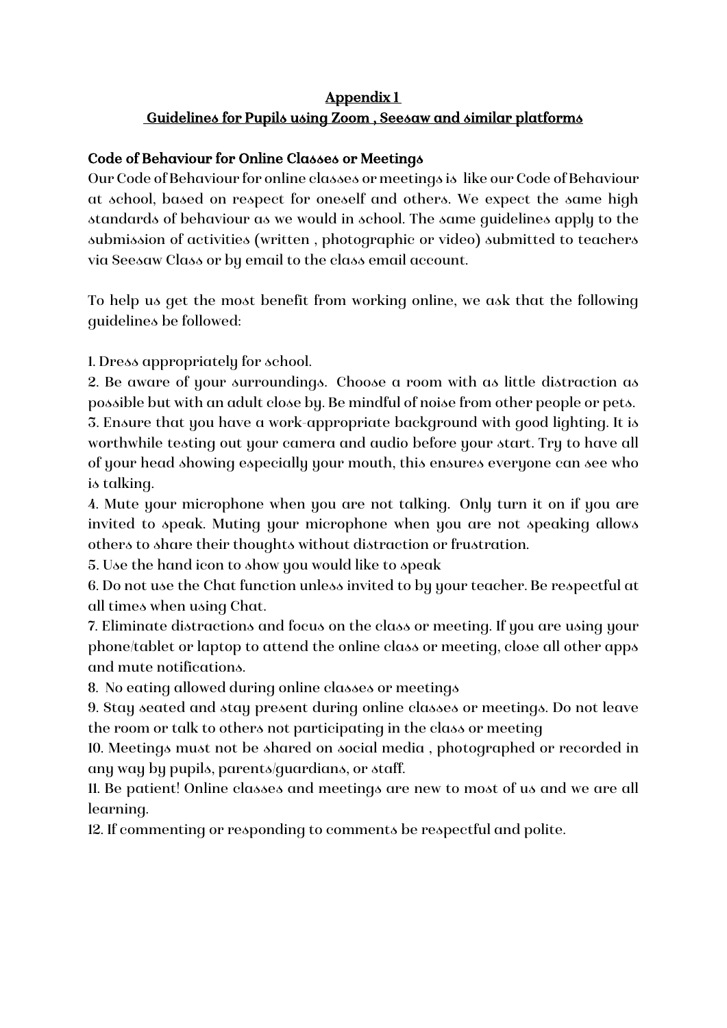## Appendix 1

## Guidelines for Pupils using Zoom , Seesaw and similar platforms

### Code of Behaviour for Online Classes or Meetings

Our Code of Behaviour for online classes or meetings is like our Code of Behaviour at school, based on respect for oneself and others. We expect the same high standards of behaviour as we would in school. The same guidelines apply to the submission of activities (written , photographic or video) submitted to teachers via Seesaw Class or by email to the class email account.

To help us get the most benefit from working online, we ask that the following guidelines be followed:

1. Dress appropriately for school.
2. Be aware of your surroundings. Choose a room with as little distraction as possible but with an adult close by. Be mindful of noise from other people or pets.
3. Ensure that you have a work-appropriate background with good lighting. It is worthwhile testing out your camera and audio before your start. Try to have all of your head showing especially your mouth, this ensures everyone can see who is talking.
4. Mute your microphone when you are not talking. Only turn it on if you are invited to speak. Muting your microphone when you are not speaking allows others to share their thoughts without distraction or frustration.
5. Use the hand icon to show you would like to speak
6. Do not use the Chat function unless invited to by your teacher. Be respectful at all times when using Chat.
7. Eliminate distractions and focus on the class or meeting. If you are using your phone/tablet or laptop to attend the online class or meeting, close all other apps and mute notifications.
8. No eating allowed during online classes or meetings
9. Stay seated and stay present during online classes or meetings. Do not leave the room or talk to others not participating in the class or meeting
10. Meetings must not be shared on social media , photographed or recorded in any way by pupils, parents/guardians, or staff.
11. Be patient! Online classes and meetings are new to most of us and we are all learning.
12. If commenting or responding to comments be respectful and polite.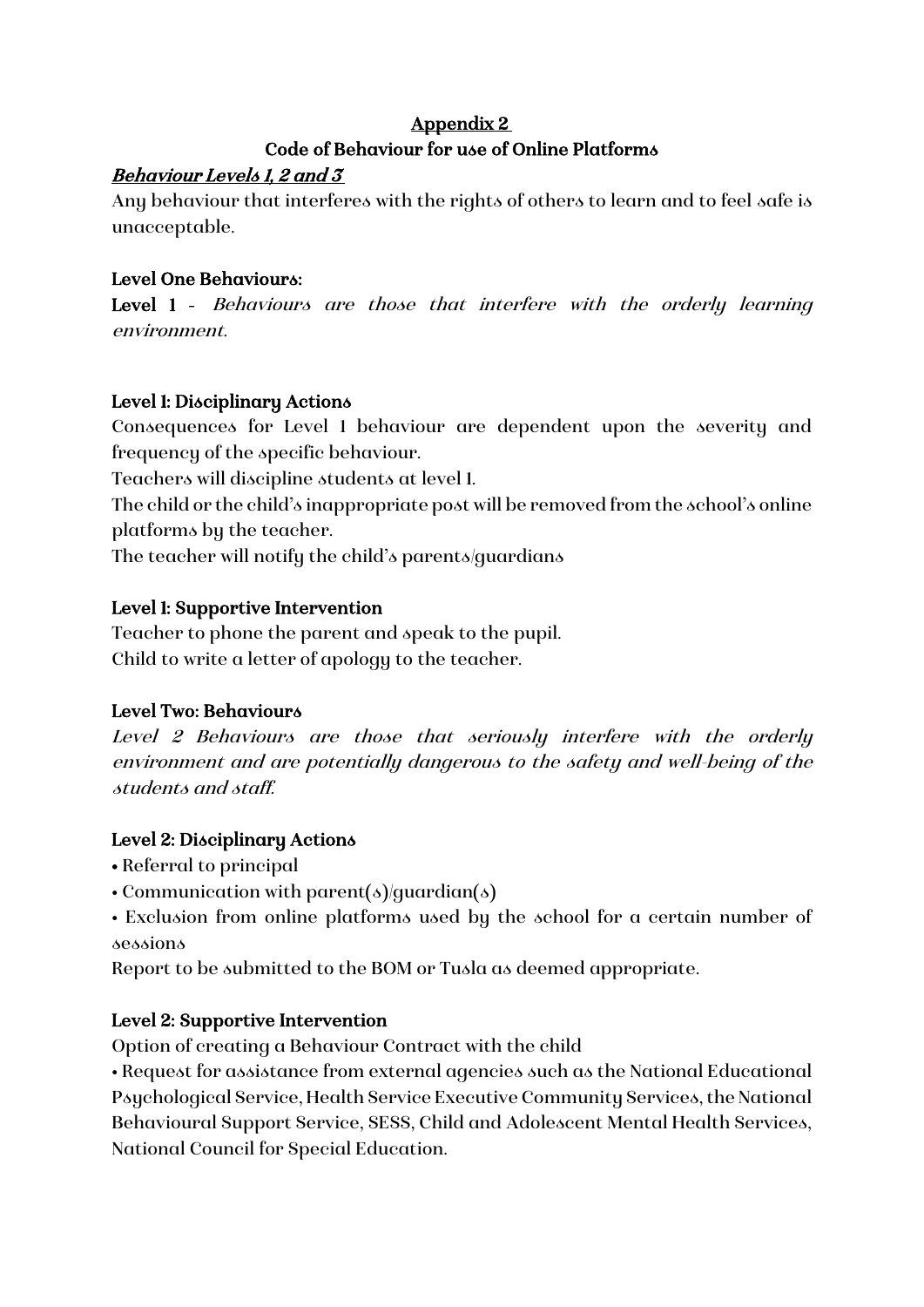## Appendix 2

## Code of Behaviour for use of Online Platforms

### *Behaviour Levels 1, 2 and 3*

Any behaviour that interferes with the rights of others to learn and to feel safe is unacceptable.

**Level One Behaviours:**

**Level 1** - *Behaviours are those that interfere with the orderly learning environment.*

**Level 1: Disciplinary Actions**

Consequences for Level 1 behaviour are dependent upon the severity and frequency of the specific behaviour.

Teachers will discipline students at level 1.

The child or the child's inappropriate post will be removed from the school's online platforms by the teacher.

The teacher will notify the child's parents/guardians

**Level 1: Supportive Intervention**

Teacher to phone the parent and speak to the pupil.

Child to write a letter of apology to the teacher.

**Level Two: Behaviours**

*Level 2 Behaviours are those that seriously interfere with the orderly environment and are potentially dangerous to the safety and well-being of the students and staff.*

**Level 2: Disciplinary Actions**

- Referral to principal
- Communication with parent(s)/guardian(s)
- Exclusion from online platforms used by the school for a certain number of sessions

Report to be submitted to the BOM or Tusla as deemed appropriate.

**Level 2: Supportive Intervention**

Option of creating a Behaviour Contract with the child

- Request for assistance from external agencies such as the National Educational Psychological Service, Health Service Executive Community Services, the National Behavioural Support Service, SESS, Child and Adolescent Mental Health Services, National Council for Special Education.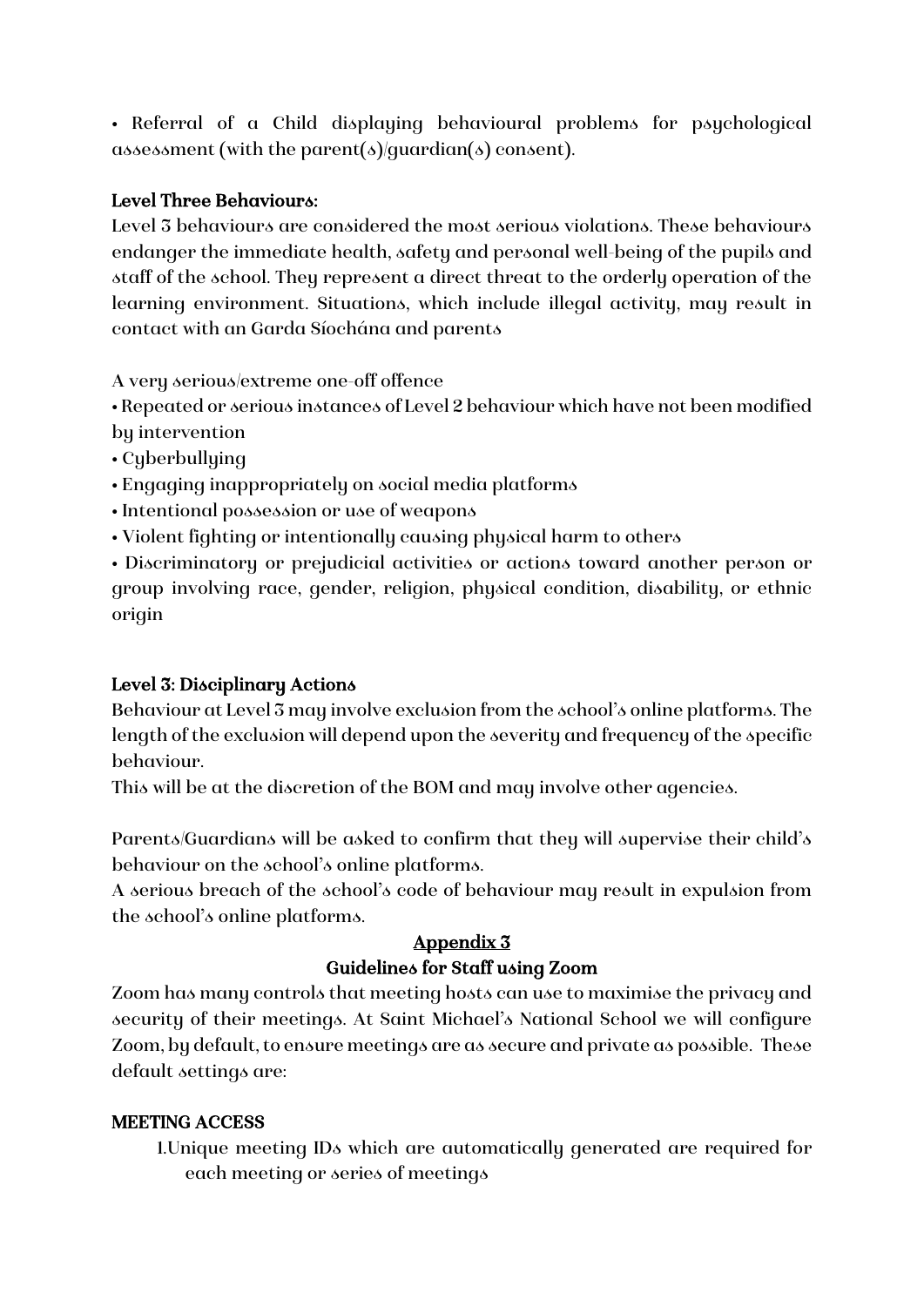• Referral of a Child displaying behavioural problems for psychological assessment (with the parent(s)/guardian(s) consent).

### Level Three Behaviours:

Level 3 behaviours are considered the most serious violations. These behaviours endanger the immediate health, safety and personal well-being of the pupils and staff of the school. They represent a direct threat to the orderly operation of the learning environment. Situations, which include illegal activity, may result in contact with an Garda Síochána and parents

A very serious/extreme one-off offence

- Repeated or serious instances of Level 2 behaviour which have not been modified by intervention
- Cyberbullying
- Engaging inappropriately on social media platforms
- Intentional possession or use of weapons
- Violent fighting or intentionally causing physical harm to others
- Discriminatory or prejudicial activities or actions toward another person or group involving race, gender, religion, physical condition, disability, or ethnic origin

### Level 3: Disciplinary Actions

Behaviour at Level 3 may involve exclusion from the school's online platforms. The length of the exclusion will depend upon the severity and frequency of the specific behaviour.

This will be at the discretion of the BOM and may involve other agencies.

Parents/Guardians will be asked to confirm that they will supervise their child's behaviour on the school's online platforms.

A serious breach of the school's code of behaviour may result in expulsion from the school's online platforms.

## Appendix 3

## Guidelines for Staff using Zoom

Zoom has many controls that meeting hosts can use to maximise the privacy and security of their meetings. At Saint Michael's National School we will configure Zoom, by default, to ensure meetings are as secure and private as possible. These default settings are:

### MEETING ACCESS

1. Unique meeting IDs which are automatically generated are required for each meeting or series of meetings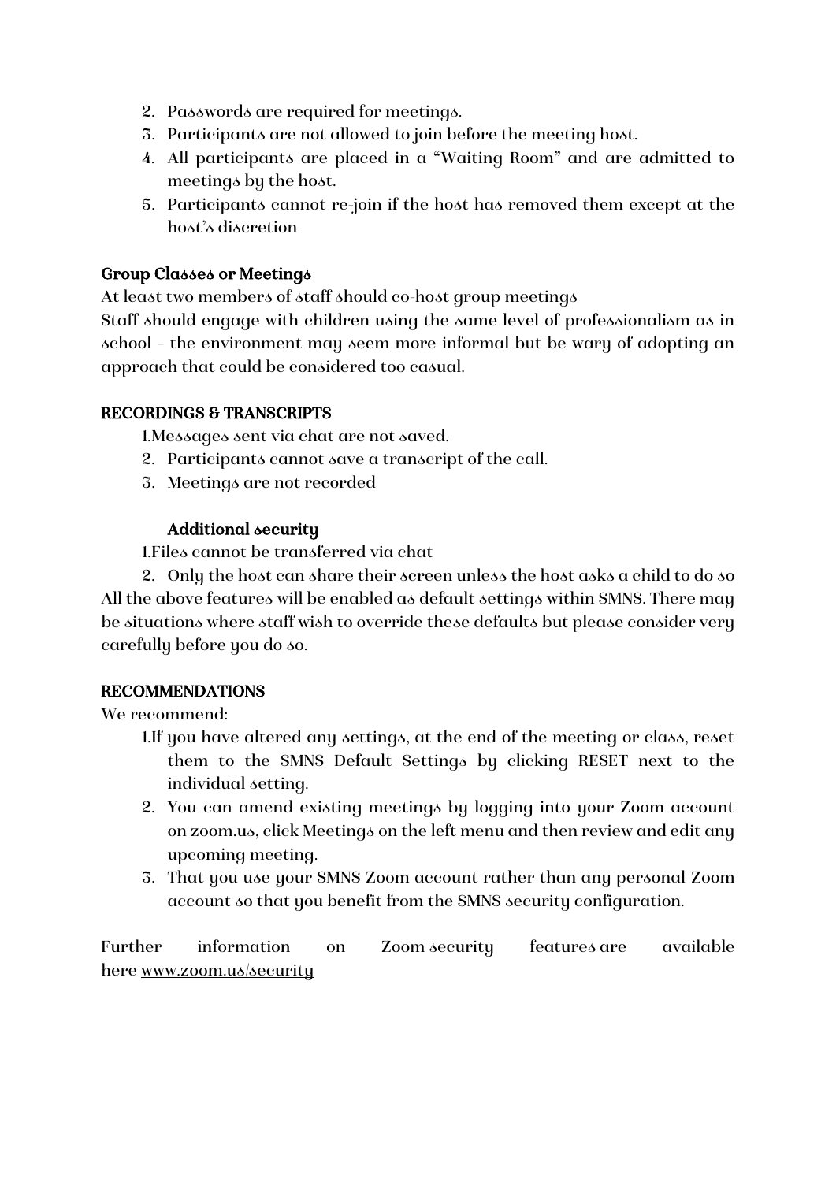2. Passwords are required for meetings.
3. Participants are not allowed to join before the meeting host.
4. All participants are placed in a "Waiting Room" and are admitted to meetings by the host.
5. Participants cannot re-join if the host has removed them except at the host's discretion

**Group Classes or Meetings**

At least two members of staff should co-host group meetings

Staff should engage with children using the same level of professionalism as in school – the environment may seem more informal but be wary of adopting an approach that could be considered too casual.

**RECORDINGS & TRANSCRIPTS**

1. Messages sent via chat are not saved.
2. Participants cannot save a transcript of the call.
3. Meetings are not recorded

**Additional security**

1. Files cannot be transferred via chat
2. Only the host can share their screen unless the host asks a child to do so

All the above features will be enabled as default settings within SMNS. There may be situations where staff wish to override these defaults but please consider very carefully before you do so.

**RECOMMENDATIONS**

We recommend:

1. If you have altered any settings, at the end of the meeting or class, reset them to the SMNS Default Settings by clicking RESET next to the individual setting.
2. You can amend existing meetings by logging into your Zoom account on zoom.us, click Meetings on the left menu and then review and edit any upcoming meeting.
3. That you use your SMNS Zoom account rather than any personal Zoom account so that you benefit from the SMNS security configuration.

Further information on Zoom security features are available here www.zoom.us/security